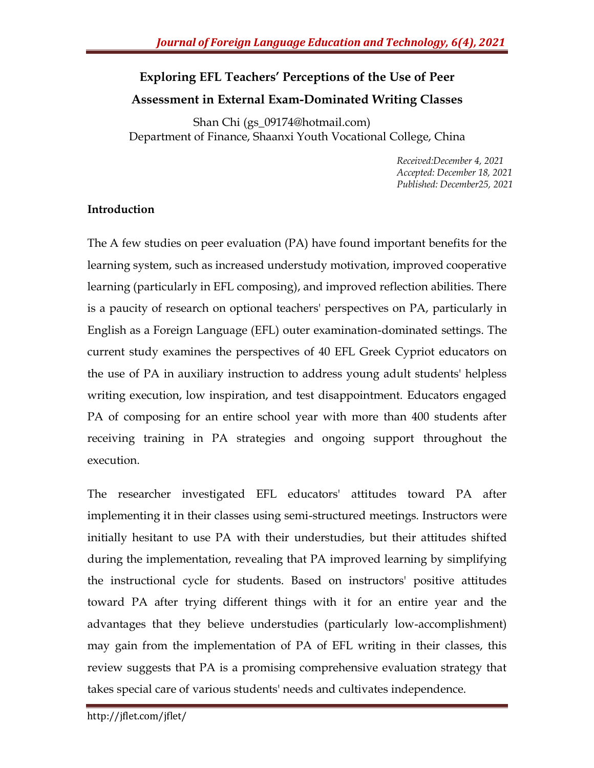# Exploring EFL Teachers' Perceptions of the Use of Peer Assessment in External Exam-Dominated Writing Classes

Shan Chi (gs_09174@hotmail.com)
Department of Finance, Shaanxi Youth Vocational College, China

*Received:December 4, 2021*
*Accepted: December 18, 2021*
*Published: December25, 2021*

## Introduction

The A few studies on peer evaluation (PA) have found important benefits for the learning system, such as increased understudy motivation, improved cooperative learning (particularly in EFL composing), and improved reflection abilities. There is a paucity of research on optional teachers' perspectives on PA, particularly in English as a Foreign Language (EFL) outer examination-dominated settings. The current study examines the perspectives of 40 EFL Greek Cypriot educators on the use of PA in auxiliary instruction to address young adult students' helpless writing execution, low inspiration, and test disappointment. Educators engaged PA of composing for an entire school year with more than 400 students after receiving training in PA strategies and ongoing support throughout the execution.

The researcher investigated EFL educators' attitudes toward PA after implementing it in their classes using semi-structured meetings. Instructors were initially hesitant to use PA with their understudies, but their attitudes shifted during the implementation, revealing that PA improved learning by simplifying the instructional cycle for students. Based on instructors' positive attitudes toward PA after trying different things with it for an entire year and the advantages that they believe understudies (particularly low-accomplishment) may gain from the implementation of PA of EFL writing in their classes, this review suggests that PA is a promising comprehensive evaluation strategy that takes special care of various students' needs and cultivates independence.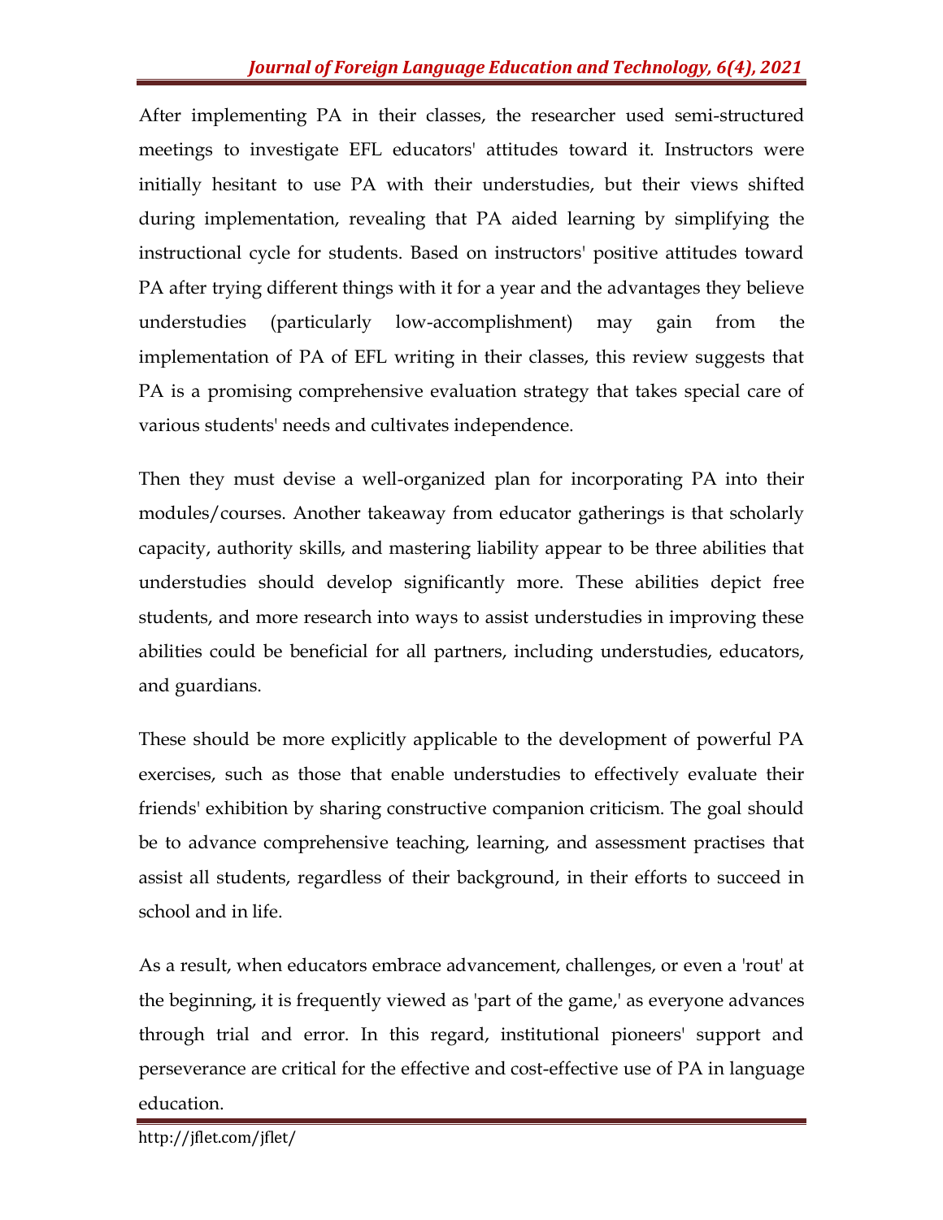After implementing PA in their classes, the researcher used semi-structured meetings to investigate EFL educators' attitudes toward it. Instructors were initially hesitant to use PA with their understudies, but their views shifted during implementation, revealing that PA aided learning by simplifying the instructional cycle for students. Based on instructors' positive attitudes toward PA after trying different things with it for a year and the advantages they believe understudies (particularly low-accomplishment) may gain from the implementation of PA of EFL writing in their classes, this review suggests that PA is a promising comprehensive evaluation strategy that takes special care of various students' needs and cultivates independence.

Then they must devise a well-organized plan for incorporating PA into their modules/courses. Another takeaway from educator gatherings is that scholarly capacity, authority skills, and mastering liability appear to be three abilities that understudies should develop significantly more. These abilities depict free students, and more research into ways to assist understudies in improving these abilities could be beneficial for all partners, including understudies, educators, and guardians.

These should be more explicitly applicable to the development of powerful PA exercises, such as those that enable understudies to effectively evaluate their friends' exhibition by sharing constructive companion criticism. The goal should be to advance comprehensive teaching, learning, and assessment practises that assist all students, regardless of their background, in their efforts to succeed in school and in life.

As a result, when educators embrace advancement, challenges, or even a 'rout' at the beginning, it is frequently viewed as 'part of the game,' as everyone advances through trial and error. In this regard, institutional pioneers' support and perseverance are critical for the effective and cost-effective use of PA in language education.